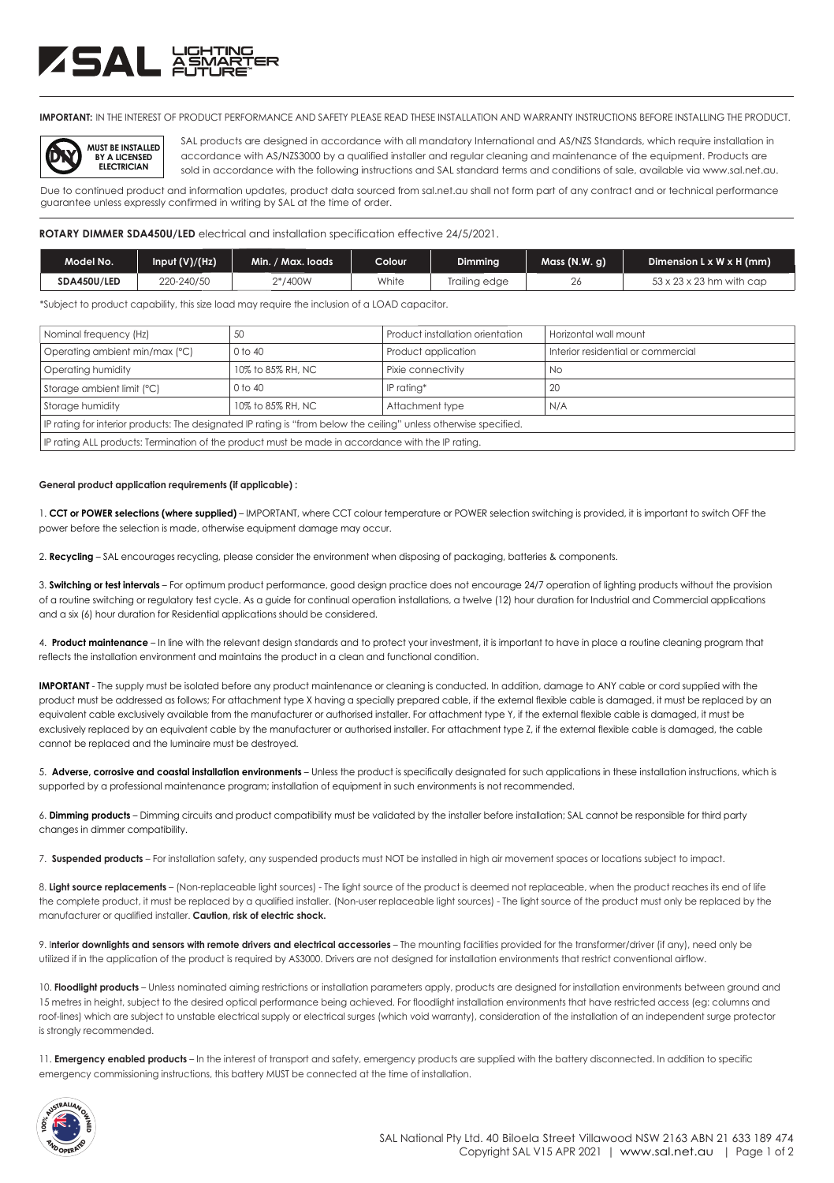**IMPORTANT:** IN THE INTEREST OF PRODUCT PERFORMANCE AND SAFETY PLEASE READ THESE INSTALLATION AND WARRANTY INSTRUCTIONS BEFORE INSTALLING THE PRODUCT.

**MUST BE INSTALLED BY A LICENSED ELECTRICIAN**

SAL products are designed in accordance with all mandatory International and AS/NZS Standards, which require installation in accordance with AS/NZS3000 by a qualified installer and regular cleaning and maintenance of the equipment. Products are sold in accordance with the following instructions and SAL standard terms and conditions of sale, available via www.sal.net.au.

Due to continued product and information updates, product data sourced from sal.net.au shall not form part of any contract and or technical performance guarantee unless expressly confirmed in writing by SAL at the time of order.

**ROTARY DIMMER SDA450U/LED** electrical and installation specification effective 24/5/2021.

| Model No. | Input (V)/(Hz) | Min. / Max. loads | Colour | Dimming | Mass (N.W. g) | Dimension L x W x H (mm) |
|---|---|---|---|---|---|---|
| **SDA450U/LED** | 220-240/50 | 2*/400W | White | Trailing edge | 26 | 53 x 23 x 23 hm with cap |

*Subject to product capability, this size load may require the inclusion of a LOAD capacitor.

| Nominal frequency (Hz) | 50 | Product installation orientation | Horizontal wall mount |
|---|---|---|---|
| Operating ambient min/max (°C) | 0 to 40 | Product application | Interior residential or commercial |
| Operating humidity | 10% to 85% RH, NC | Pixie connectivity | No |
| Storage ambient limit (°C) | 0 to 40 | IP rating* | 20 |
| Storage humidity | 10% to 85% RH, NC | Attachment type | N/A |
| IP rating for interior products: The designated IP rating is "from below the ceiling" unless otherwise specified. | | | |
| IP rating ALL products: Termination of the product must be made in accordance with the IP rating. | | | |

**General product application requirements (if applicable) :**

1. **CCT or POWER selections (where supplied)** – IMPORTANT, where CCT colour temperature or POWER selection switching is provided, it is important to switch OFF the power before the selection is made, otherwise equipment damage may occur.

2. **Recycling** – SAL encourages recycling, please consider the environment when disposing of packaging, batteries & components.

3. **Switching or test intervals** – For optimum product performance, good design practice does not encourage 24/7 operation of lighting products without the provision of a routine switching or regulatory test cycle. As a guide for continual operation installations, a twelve (12) hour duration for Industrial and Commercial applications and a six (6) hour duration for Residential applications should be considered.

4. **Product maintenance** – In line with the relevant design standards and to protect your investment, it is important to have in place a routine cleaning program that reflects the installation environment and maintains the product in a clean and functional condition.

**IMPORTANT** - The supply must be isolated before any product maintenance or cleaning is conducted. In addition, damage to ANY cable or cord supplied with the product must be addressed as follows; For attachment type X having a specially prepared cable, if the external flexible cable is damaged, it must be replaced by an equivalent cable exclusively available from the manufacturer or authorised installer. For attachment type Y, if the external flexible cable is damaged, it must be exclusively replaced by an equivalent cable by the manufacturer or authorised installer. For attachment type Z, if the external flexible cable is damaged, the cable cannot be replaced and the luminaire must be destroyed.

5. **Adverse, corrosive and coastal installation environments** – Unless the product is specifically designated for such applications in these installation instructions, which is supported by a professional maintenance program; installation of equipment in such environments is not recommended.

6. **Dimming products** – Dimming circuits and product compatibility must be validated by the installer before installation; SAL cannot be responsible for third party changes in dimmer compatibility.

7. **Suspended products** – For installation safety, any suspended products must NOT be installed in high air movement spaces or locations subject to impact.

8. **Light source replacements** – (Non-replaceable light sources) - The light source of the product is deemed not replaceable, when the product reaches its end of life the complete product, it must be replaced by a qualified installer. (Non-user replaceable light sources) - The light source of the product must only be replaced by the manufacturer or qualified installer. **Caution, risk of electric shock.**

9. **Interior downlights and sensors with remote drivers and electrical accessories** – The mounting facilities provided for the transformer/driver (if any), need only be utilized if in the application of the product is required by AS3000. Drivers are not designed for installation environments that restrict conventional airflow.

10. **Floodlight products** – Unless nominated aiming restrictions or installation parameters apply, products are designed for installation environments between ground and 15 metres in height, subject to the desired optical performance being achieved. For floodlight installation environments that have restricted access (eg: columns and roof-lines) which are subject to unstable electrical supply or electrical surges (which void warranty), consideration of the installation of an independent surge protector is strongly recommended.

11. **Emergency enabled products** – In the interest of transport and safety, emergency products are supplied with the battery disconnected. In addition to specific emergency commissioning instructions, this battery MUST be connected at the time of installation.

SAL National Pty Ltd. 40 Biloela Street Villawood NSW 2163 ABN 21 633 189 474
Copyright SAL V15 APR 2021 | www.sal.net.au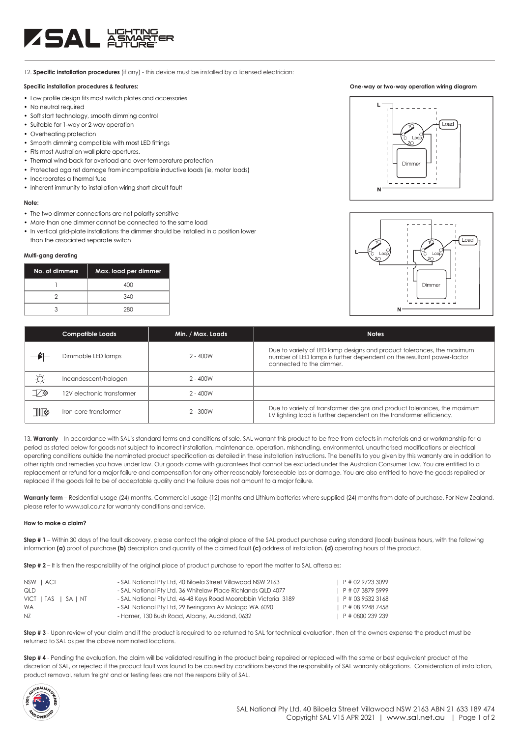12. **Specific installation procedures** (if any) - this device must be installed by a licensed electrician:

**Specific installation procedures & features:**

- Low profile design fits most switch plates and accessories
- No neutral required
- Soft start technology, smooth dimming control
- Suitable for 1-way or 2-way operation
- Overheating protection
- Smooth dimming compatible with most LED fittings
- Fits most Australian wall plate apertures.
- Thermal wind-back for overload and over-temperature protection
- Protected against damage from incompatible inductive loads (ie, motor loads)
- Incorporates a thermal fuse
- Inherent immunity to installation wiring short circuit fault

**Note:**

- The two dimmer connections are not polarity sensitive
- More than one dimmer cannot be connected to the same load
- In vertical grid-plate installations the dimmer should be installed in a position lower than the associated separate switch

**Multi-gang derating**

| No. of dimmers | Max. load per dimmer |
|---|---|
| 1 | 400 |
| 2 | 340 |
| 3 | 280 |

**One-way or two-way operation wiring diagram**

L
N
Load
Dimmer
1
C
Loop
2

| Compatible Loads | Min. / Max. Loads | Notes |
|---|---|---|
| Dimmable LED lamps | 2 - 400W | Due to variety of LED lamp designs and product tolerances, the maximum number of LED lamps is further dependent on the resultant power-factor connected to the dimmer. |
| Incandescent/halogen | 2 - 400W | |
| 12V electronic transformer | 2 - 400W | |
| Iron-core transformer | 2 - 300W | Due to variety of transformer designs and product tolerances, the maximum LV lighting load is further dependent on the transformer efficiency. |

13. **Warranty** – In accordance with SAL's standard terms and conditions of sale, SAL warrant this product to be free from defects in materials and or workmanship for a period as stated below for goods not subject to incorrect installation, maintenance, operation, mishandling, environmental, unauthorised modifications or electrical operating conditions outside the nominated product specification as detailed in these installation instructions. The benefits to you given by this warranty are in addition to other rights and remedies you have under law. Our goods come with guarantees that cannot be excluded under the Australian Consumer Law. You are entitled to a replacement or refund for a major failure and compensation for any other reasonably foreseeable loss or damage. You are also entitled to have the goods repaired or replaced if the goods fail to be of acceptable quality and the failure does not amount to a major failure.

**Warranty term** – Residential usage (24) months, Commercial usage (12) months and Lithium batteries where supplied (24) months from date of purchase. For New Zealand, please refer to www.sal.co.nz for warranty conditions and service.

**How to make a claim?**

**Step # 1** – Within 30 days of the fault discovery, please contact the original place of the SAL product purchase during standard (local) business hours, with the following information **(a)** proof of purchase **(b)** description and quantity of the claimed fault **(c)** address of installation. **(d)** operating hours of the product.

**Step # 2** – It is then the responsibility of the original place of product purchase to report the matter to SAL aftersales;

| | | |
|---|---|---|
| NSW \| ACT | - SAL National Pty Ltd, 40 Biloela Street Villawood NSW 2163 | \| P # 02 9723 3099 |
| QLD | - SAL National Pty Ltd, 36 Whitelaw Place Richlands QLD 4077 | \| P # 07 3879 5999 |
| VICT \| TAS \| SA \| NT | - SAL National Pty Ltd, 46-48 Keys Road Moorabbin Victoria 3189 | \| P # 03 9532 3168 |
| WA | - SAL National Pty Ltd, 29 Beringarra Av Malaga WA 6090 | \| P # 08 9248 7458 |
| NZ | - Hamer, 130 Bush Road, Albany, Auckland, 0632 | \| P # 0800 239 239 |

**Step # 3** - Upon review of your claim and if the product is required to be returned to SAL for technical evaluation, then at the owners expense the product must be returned to SAL as per the above nominated locations.

**Step # 4** - Pending the evaluation, the claim will be validated resulting in the product being repaired or replaced with the same or best equivalent product at the discretion of SAL, or rejected if the product fault was found to be caused by conditions beyond the responsibility of SAL warranty obligations. Consideration of installation, product removal, return freight and or testing fees are not the responsibility of SAL.

SAL National Pty Ltd. 40 Biloela Street Villawood NSW 2163 ABN 21 633 189 474
Copyright SAL V15 APR 2021 | www.sal.net.au